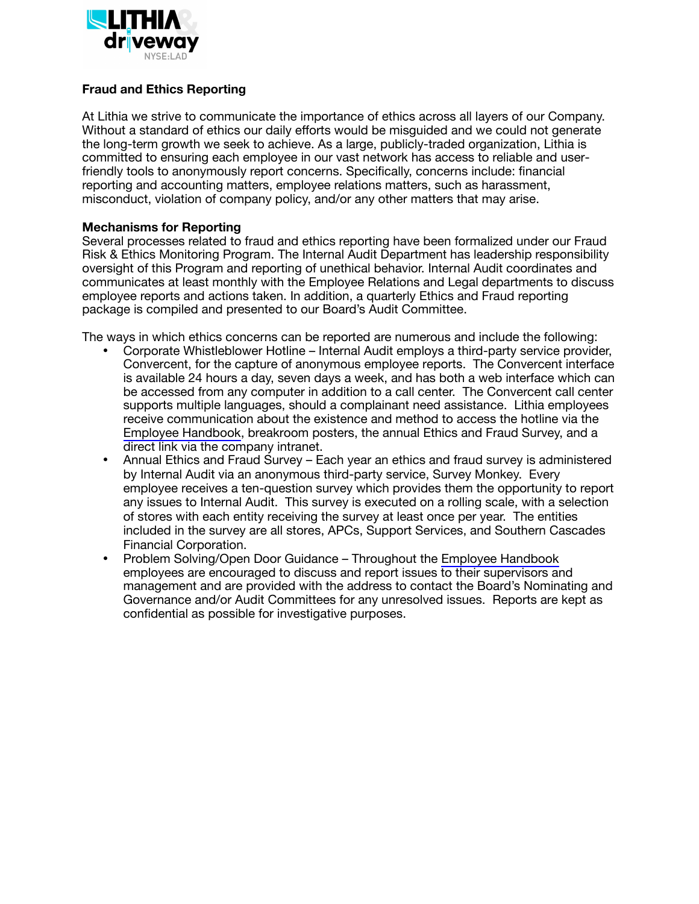**Fraud and Ethics Reporting**

At Lithia we strive to communicate the importance of ethics across all layers of our Company. Without a standard of ethics our daily efforts would be misguided and we could not generate the long-term growth we seek to achieve. As a large, publicly-traded organization, Lithia is committed to ensuring each employee in our vast network has access to reliable and user-friendly tools to anonymously report concerns. Specifically, concerns include: financial reporting and accounting matters, employee relations matters, such as harassment, misconduct, violation of company policy, and/or any other matters that may arise.

**Mechanisms for Reporting**

Several processes related to fraud and ethics reporting have been formalized under our Fraud Risk & Ethics Monitoring Program. The Internal Audit Department has leadership responsibility oversight of this Program and reporting of unethical behavior. Internal Audit coordinates and communicates at least monthly with the Employee Relations and Legal departments to discuss employee reports and actions taken. In addition, a quarterly Ethics and Fraud reporting package is compiled and presented to our Board's Audit Committee.

The ways in which ethics concerns can be reported are numerous and include the following:

- Corporate Whistleblower Hotline – Internal Audit employs a third-party service provider, Convercent, for the capture of anonymous employee reports. The Convercent interface is available 24 hours a day, seven days a week, and has both a web interface which can be accessed from any computer in addition to a call center. The Convercent call center supports multiple languages, should a complainant need assistance. Lithia employees receive communication about the existence and method to access the hotline via the Employee Handbook, breakroom posters, the annual Ethics and Fraud Survey, and a direct link via the company intranet.
- Annual Ethics and Fraud Survey – Each year an ethics and fraud survey is administered by Internal Audit via an anonymous third-party service, Survey Monkey. Every employee receives a ten-question survey which provides them the opportunity to report any issues to Internal Audit. This survey is executed on a rolling scale, with a selection of stores with each entity receiving the survey at least once per year. The entities included in the survey are all stores, APCs, Support Services, and Southern Cascades Financial Corporation.
- Problem Solving/Open Door Guidance – Throughout the Employee Handbook employees are encouraged to discuss and report issues to their supervisors and management and are provided with the address to contact the Board's Nominating and Governance and/or Audit Committees for any unresolved issues. Reports are kept as confidential as possible for investigative purposes.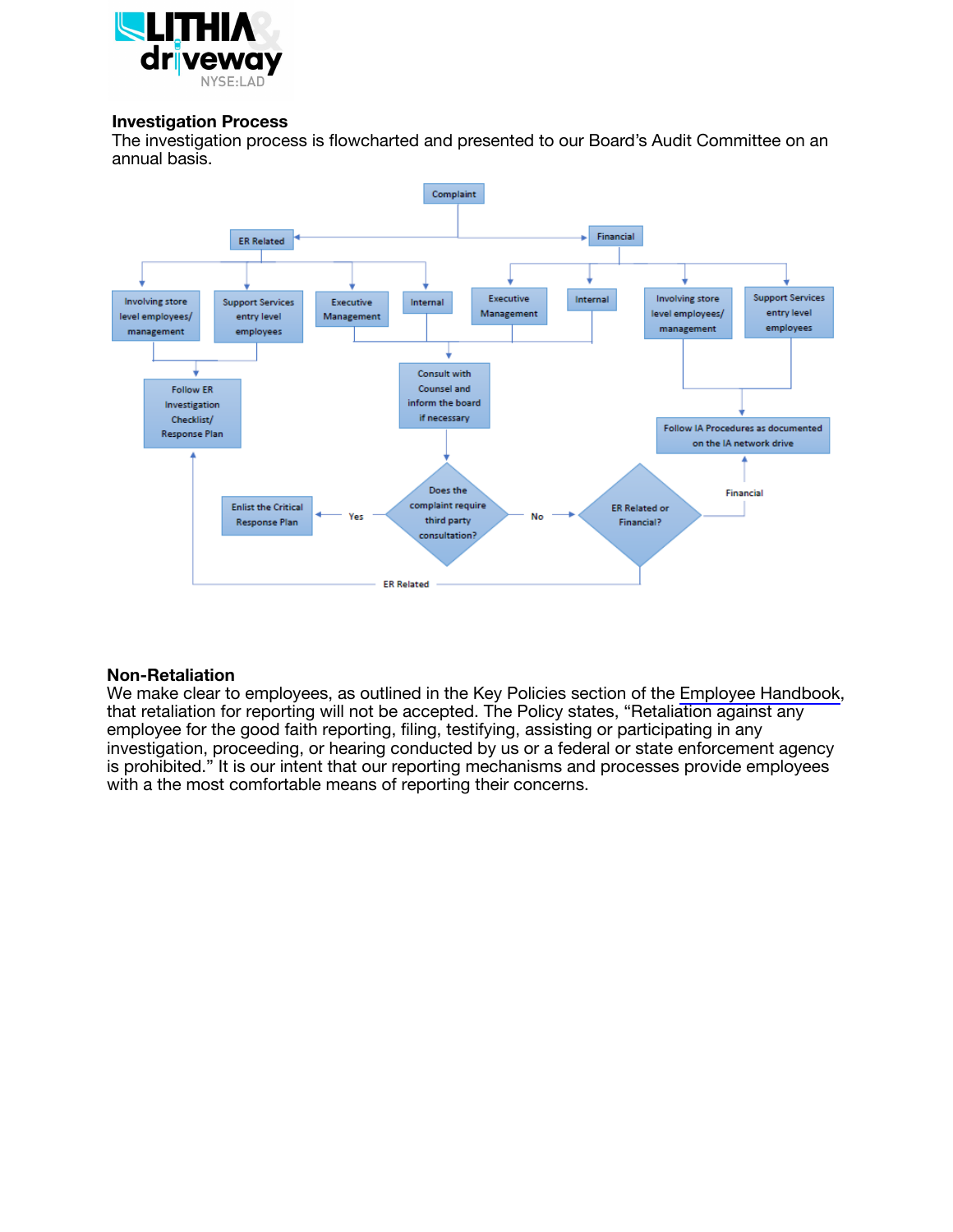### Investigation Process

The investigation process is flowcharted and presented to our Board's Audit Committee on an annual basis.

Complaint

ER Related

Financial

Involving store level employees/ management

Support Services entry level employees

Executive Management

Internal

Executive Management

Internal

Involving store level employees/ management

Support Services entry level employees

Follow ER Investigation Checklist/ Response Plan

Consult with Counsel and inform the board if necessary

Follow IA Procedures as documented on the IA network drive

Enlist the Critical Response Plan

Yes

Does the complaint require third party consultation?

No

ER Related or Financial?

Financial

ER Related

### Non-Retaliation

We make clear to employees, as outlined in the Key Policies section of the Employee Handbook, that retaliation for reporting will not be accepted. The Policy states, "Retaliation against any employee for the good faith reporting, filing, testifying, assisting or participating in any investigation, proceeding, or hearing conducted by us or a federal or state enforcement agency is prohibited." It is our intent that our reporting mechanisms and processes provide employees with a the most comfortable means of reporting their concerns.